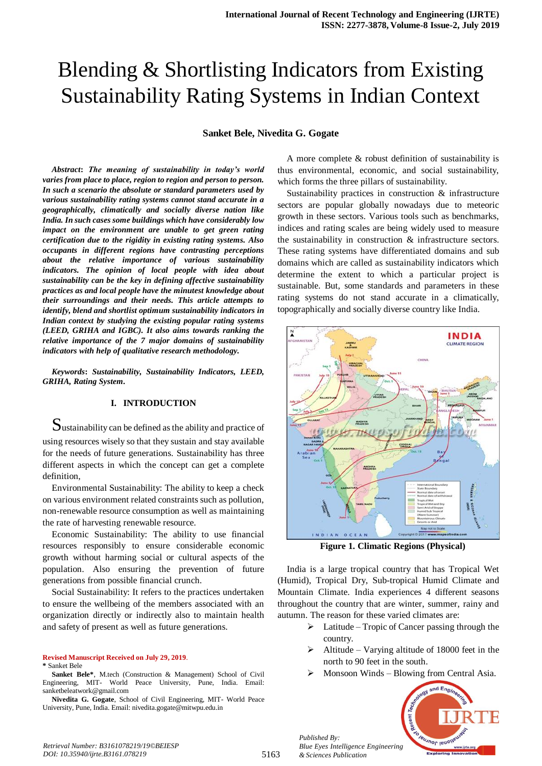# Blending & Shortlisting Indicators from Existing Sustainability Rating Systems in Indian Context

**Sanket Bele, Nivedita G. Gogate**

***Abstract*: *The meaning of sustainability in today's world varies from place to place, region to region and person to person. In such a scenario the absolute or standard parameters used by various sustainability rating systems cannot stand accurate in a geographically, climatically and socially diverse nation like India. In such cases some buildings which have considerably low impact on the environment are unable to get green rating certification due to the rigidity in existing rating systems. Also occupants in different regions have contrasting perceptions about the relative importance of various sustainability indicators. The opinion of local people with idea about sustainability can be the key in defining affective sustainability practices as and local people have the minutest knowledge about their surroundings and their needs. This article attempts to identify, blend and shortlist optimum sustainability indicators in Indian context by studying the existing popular rating systems (LEED, GRIHA and IGBC). It also aims towards ranking the relative importance of the 7 major domains of sustainability indicators with help of qualitative research methodology.***

***Keywords*: *Sustainability, Sustainability Indicators, LEED, GRIHA, Rating System*.**

## I. INTRODUCTION

Sustainability can be defined as the ability and practice of using resources wisely so that they sustain and stay available for the needs of future generations. Sustainability has three different aspects in which the concept can get a complete definition,

Environmental Sustainability: The ability to keep a check on various environment related constraints such as pollution, non-renewable resource consumption as well as maintaining the rate of harvesting renewable resource.

Economic Sustainability: The ability to use financial resources responsibly to ensure considerable economic growth without harming social or cultural aspects of the population. Also ensuring the prevention of future generations from possible financial crunch.

Social Sustainability: It refers to the practices undertaken to ensure the wellbeing of the members associated with an organization directly or indirectly also to maintain health and safety of present as well as future generations.

A more complete & robust definition of sustainability is thus environmental, economic, and social sustainability, which forms the three pillars of sustainability.

Sustainability practices in construction & infrastructure sectors are popular globally nowadays due to meteoric growth in these sectors. Various tools such as benchmarks, indices and rating scales are being widely used to measure the sustainability in construction & infrastructure sectors. These rating systems have differentiated domains and sub domains which are called as sustainability indicators which determine the extent to which a particular project is sustainable. But, some standards and parameters in these rating systems do not stand accurate in a climatically, topographically and socially diverse country like India.

**Figure 1. Climatic Regions (Physical)**

India is a large tropical country that has Tropical Wet (Humid), Tropical Dry, Sub-tropical Humid Climate and Mountain Climate. India experiences 4 different seasons throughout the country that are winter, summer, rainy and autumn. The reason for these varied climates are:

- Latitude – Tropic of Cancer passing through the country.
- Altitude – Varying altitude of 18000 feet in the north to 90 feet in the south.
- Monsoon Winds – Blowing from Central Asia.

**Revised Manuscript Received on July 29, 2019.**

\* Sanket Bele

**Sanket Bele\***, M.tech (Construction & Management) School of Civil Engineering, MIT- World Peace University, Pune, India. Email: sanketbeleatwork@gmail.com

**Nivedita G. Gogate**, School of Civil Engineering, MIT- World Peace University, Pune, India. Email: nivedita.gogate@mitwpu.edu.in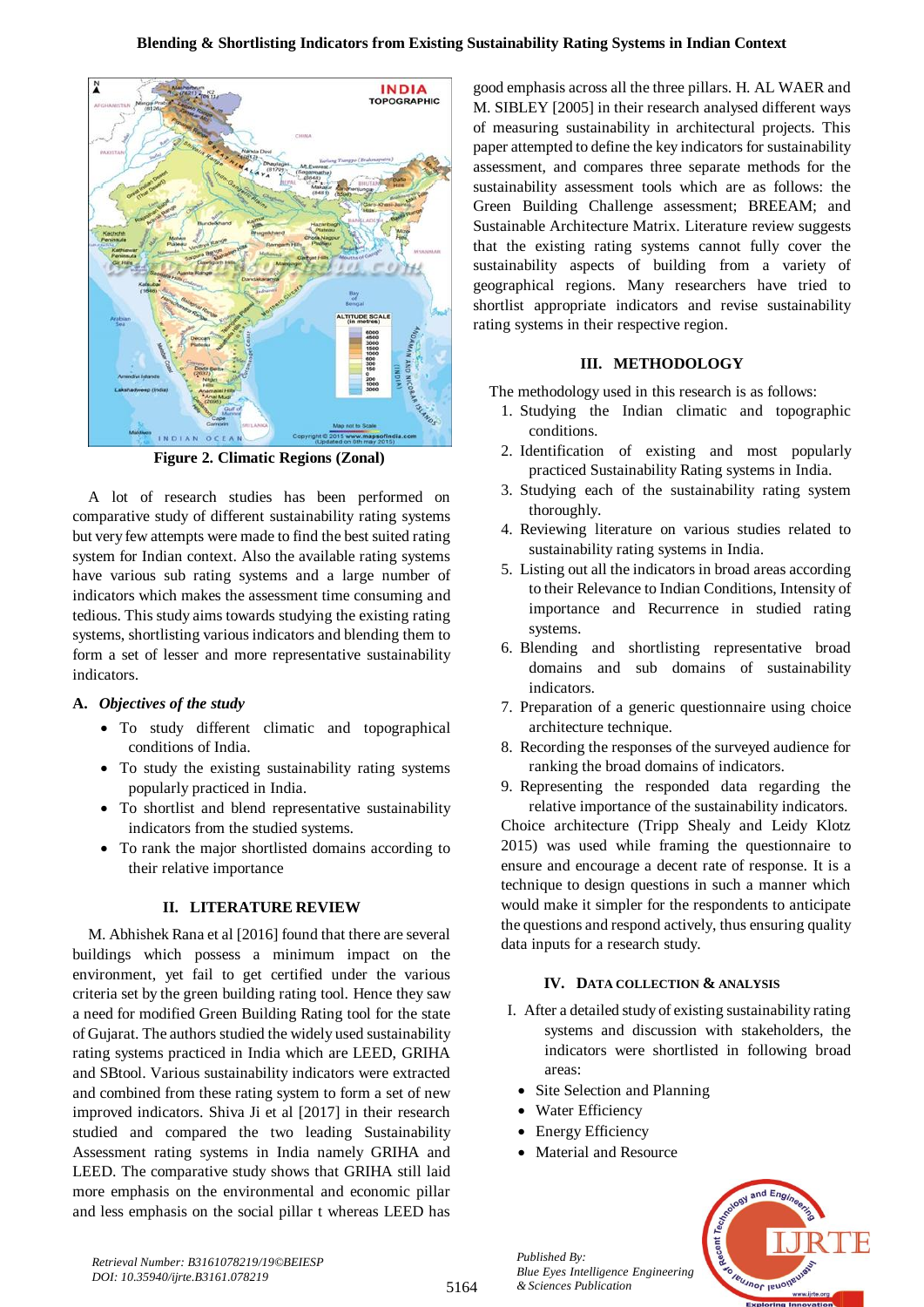Figure 2. Climatic Regions (Zonal)

A lot of research studies has been performed on comparative study of different sustainability rating systems but very few attempts were made to find the best suited rating system for Indian context. Also the available rating systems have various sub rating systems and a large number of indicators which makes the assessment time consuming and tedious. This study aims towards studying the existing rating systems, shortlisting various indicators and blending them to form a set of lesser and more representative sustainability indicators.

### A. *Objectives of the study*

- To study different climatic and topographical conditions of India.
- To study the existing sustainability rating systems popularly practiced in India.
- To shortlist and blend representative sustainability indicators from the studied systems.
- To rank the major shortlisted domains according to their relative importance

## II. LITERATURE REVIEW

M. Abhishek Rana et al [2016] found that there are several buildings which possess a minimum impact on the environment, yet fail to get certified under the various criteria set by the green building rating tool. Hence they saw a need for modified Green Building Rating tool for the state of Gujarat. The authors studied the widely used sustainability rating systems practiced in India which are LEED, GRIHA and SBtool. Various sustainability indicators were extracted and combined from these rating system to form a set of new improved indicators. Shiva Ji et al [2017] in their research studied and compared the two leading Sustainability Assessment rating systems in India namely GRIHA and LEED. The comparative study shows that GRIHA still laid more emphasis on the environmental and economic pillar and less emphasis on the social pillar t whereas LEED has good emphasis across all the three pillars. H. AL WAER and M. SIBLEY [2005] in their research analysed different ways of measuring sustainability in architectural projects. This paper attempted to define the key indicators for sustainability assessment, and compares three separate methods for the sustainability assessment tools which are as follows: the Green Building Challenge assessment; BREEAM; and Sustainable Architecture Matrix. Literature review suggests that the existing rating systems cannot fully cover the sustainability aspects of building from a variety of geographical regions. Many researchers have tried to shortlist appropriate indicators and revise sustainability rating systems in their respective region.

## III. METHODOLOGY

The methodology used in this research is as follows:

1. Studying the Indian climatic and topographic conditions.
2. Identification of existing and most popularly practiced Sustainability Rating systems in India.
3. Studying each of the sustainability rating system thoroughly.
4. Reviewing literature on various studies related to sustainability rating systems in India.
5. Listing out all the indicators in broad areas according to their Relevance to Indian Conditions, Intensity of importance and Recurrence in studied rating systems.
6. Blending and shortlisting representative broad domains and sub domains of sustainability indicators.
7. Preparation of a generic questionnaire using choice architecture technique.
8. Recording the responses of the surveyed audience for ranking the broad domains of indicators.
9. Representing the responded data regarding the relative importance of the sustainability indicators.

Choice architecture (Tripp Shealy and Leidy Klotz 2015) was used while framing the questionnaire to ensure and encourage a decent rate of response. It is a technique to design questions in such a manner which would make it simpler for the respondents to anticipate the questions and respond actively, thus ensuring quality data inputs for a research study.

## IV. DATA COLLECTION & ANALYSIS

I. After a detailed study of existing sustainability rating systems and discussion with stakeholders, the indicators were shortlisted in following broad areas:

- Site Selection and Planning
- Water Efficiency
- Energy Efficiency
- Material and Resource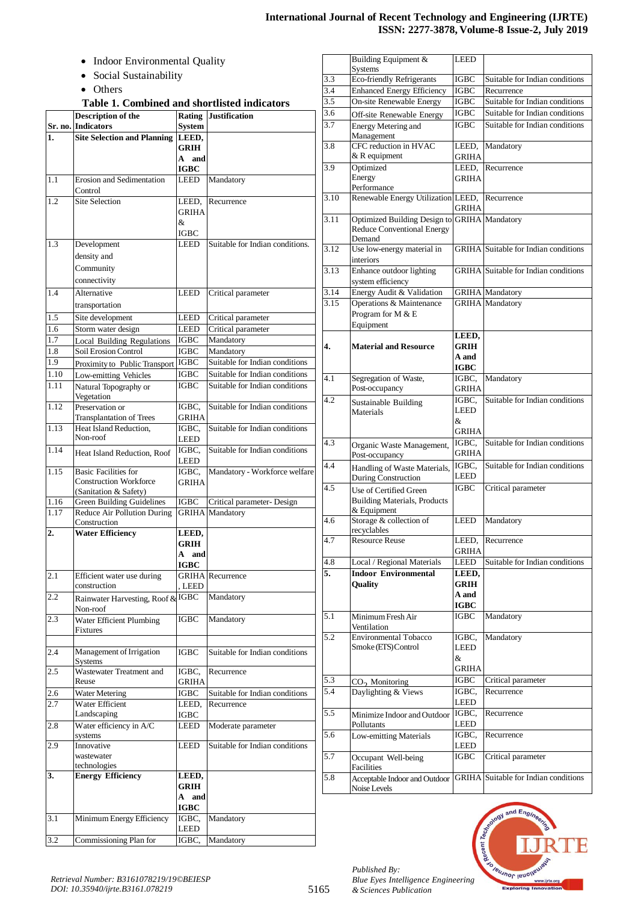- Indoor Environmental Quality
- Social Sustainability
- Others

**Table 1. Combined and shortlisted indicators**

| Sr. no. | Description of the Indicators | Rating System | Justification |
|---|---|---|---|
| **1.** | **Site Selection and Planning** | **LEED, GRIHA and IGBC** | |
| 1.1 | Erosion and Sedimentation Control | LEED | Mandatory |
| 1.2 | Site Selection | LEED, GRIHA & IGBC | Recurrence |
| 1.3 | Development density and Community connectivity | LEED | Suitable for Indian conditions. |
| 1.4 | Alternative transportation | LEED | Critical parameter |
| 1.5 | Site development | LEED | Critical parameter |
| 1.6 | Storm water design | LEED | Critical parameter |
| 1.7 | Local Building Regulations | IGBC | Mandatory |
| 1.8 | Soil Erosion Control | IGBC | Mandatory |
| 1.9 | Proximity to Public Transport | IGBC | Suitable for Indian conditions |
| 1.10 | Low-emitting Vehicles | IGBC | Suitable for Indian conditions |
| 1.11 | Natural Topography or Vegetation | IGBC | Suitable for Indian conditions |
| 1.12 | Preservation or Transplantation of Trees | IGBC, GRIHA | Suitable for Indian conditions |
| 1.13 | Heat Island Reduction, Non-roof | IGBC, LEED | Suitable for Indian conditions |
| 1.14 | Heat Island Reduction, Roof | IGBC, LEED | Suitable for Indian conditions |
| 1.15 | Basic Facilities for Construction Workforce (Sanitation & Safety) | IGBC, GRIHA | Mandatory - Workforce welfare |
| 1.16 | Green Building Guidelines | IGBC | Critical parameter- Design |
| 1.17 | Reduce Air Pollution During Construction | GRIHA | Mandatory |
| **2.** | **Water Efficiency** | **LEED, GRIHA and IGBC** | |
| 2.1 | Efficient water use during construction | GRIHA, LEED | Recurrence |
| 2.2 | Rainwater Harvesting, Roof & Non-roof | IGBC | Mandatory |
| 2.3 | Water Efficient Plumbing Fixtures | IGBC | Mandatory |
| | | | |
| 2.4 | Management of Irrigation Systems | IGBC | Suitable for Indian conditions |
| 2.5 | Wastewater Treatment and Reuse | IGBC, GRIHA | Recurrence |
| 2.6 | Water Metering | IGBC | Suitable for Indian conditions |
| 2.7 | Water Efficient Landscaping | LEED, IGBC | Recurrence |
| 2.8 | Water efficiency in A/C systems | LEED | Moderate parameter |
| 2.9 | Innovative wastewater technologies | LEED | Suitable for Indian conditions |
| **3.** | **Energy Efficiency** | **LEED, GRIHA and IGBC** | |
| 3.1 | Minimum Energy Efficiency | IGBC, LEED | Mandatory |
| 3.2 | Commissioning Plan for Building Equipment & Systems | IGBC, LEED | Mandatory |
| 3.3 | Eco-friendly Refrigerants | IGBC | Suitable for Indian conditions |
| 3.4 | Enhanced Energy Efficiency | IGBC | Recurrence |
| 3.5 | On-site Renewable Energy | IGBC | Suitable for Indian conditions |
| 3.6 | Off-site Renewable Energy | IGBC | Suitable for Indian conditions |
| 3.7 | Energy Metering and Management | IGBC | Suitable for Indian conditions |
| 3.8 | CFC reduction in HVAC & R equipment | LEED, GRIHA | Mandatory |
| 3.9 | Optimized Energy Performance | LEED, GRIHA | Recurrence |
| 3.10 | Renewable Energy Utilization | LEED, GRIHA | Recurrence |
| 3.11 | Optimized Building Design to Reduce Conventional Energy Demand | GRIHA | Mandatory |
| 3.12 | Use low-energy material in interiors | GRIHA | Suitable for Indian conditions |
| 3.13 | Enhance outdoor lighting system efficiency | GRIHA | Suitable for Indian conditions |
| 3.14 | Energy Audit & Validation | GRIHA | Mandatory |
| 3.15 | Operations & Maintenance Program for M & E Equipment | GRIHA | Mandatory |
| **4.** | **Material and Resource** | **LEED, GRIHA and IGBC** | |
| 4.1 | Segregation of Waste, Post-occupancy | IGBC, GRIHA | Mandatory |
| 4.2 | Sustainable Building Materials | IGBC, LEED & GRIHA | Suitable for Indian conditions |
| 4.3 | Organic Waste Management, Post-occupancy | IGBC, GRIHA | Suitable for Indian conditions |
| 4.4 | Handling of Waste Materials, During Construction | IGBC, LEED | Suitable for Indian conditions |
| 4.5 | Use of Certified Green Building Materials, Products & Equipment | IGBC | Critical parameter |
| 4.6 | Storage & collection of recyclables | LEED | Mandatory |
| 4.7 | Resource Reuse | LEED, GRIHA | Recurrence |
| 4.8 | Local / Regional Materials | LEED | Suitable for Indian conditions |
| **5.** | **Indoor Environmental Quality** | **LEED, GRIHA and IGBC** | |
| 5.1 | Minimum Fresh Air Ventilation | IGBC | Mandatory |
| 5.2 | Environmental Tobacco Smoke (ETS) Control | IGBC, LEED & GRIHA | Mandatory |
| 5.3 | $CO_2$ Monitoring | IGBC | Critical parameter |
| 5.4 | Daylighting & Views | IGBC, LEED | Recurrence |
| 5.5 | Minimize Indoor and Outdoor Pollutants | IGBC, LEED | Recurrence |
| 5.6 | Low-emitting Materials | IGBC, LEED | Recurrence |
| 5.7 | Occupant Well-being Facilities | IGBC | Critical parameter |
| 5.8 | Acceptable Indoor and Outdoor Noise Levels | GRIHA | Suitable for Indian conditions |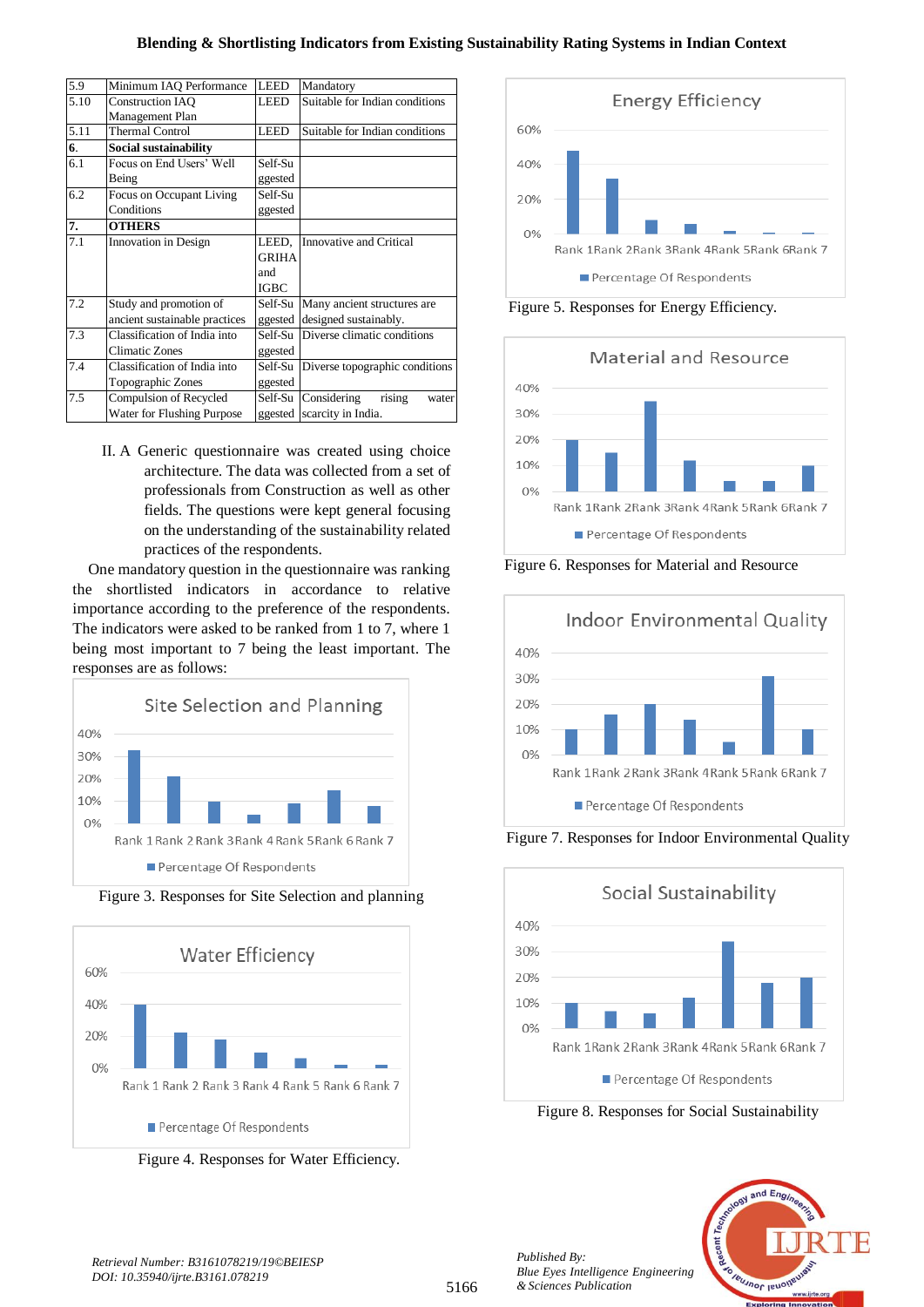| 5.9 | Minimum IAQ Performance | LEED | Mandatory |
|---|---|---|---|
| 5.10 | Construction IAQ Management Plan | LEED | Suitable for Indian conditions |
| 5.11 | Thermal Control | LEED | Suitable for Indian conditions |
| **6.** | **Social sustainability** | | |
| 6.1 | Focus on End Users' Well Being | Self-Suggested | |
| 6.2 | Focus on Occupant Living Conditions | Self-Suggested | |
| **7.** | **OTHERS** | | |
| 7.1 | Innovation in Design | LEED, GRIHA and IGBC | Innovative and Critical |
| 7.2 | Study and promotion of ancient sustainable practices | Self-Suggested | Many ancient structures are designed sustainably. |
| 7.3 | Classification of India into Climatic Zones | Self-Suggested | Diverse climatic conditions |
| 7.4 | Classification of India into Topographic Zones | Self-Suggested | Diverse topographic conditions |
| 7.5 | Compulsion of Recycled Water for Flushing Purpose | Self-Suggested | Considering rising water scarcity in India. |

II. A Generic questionnaire was created using choice architecture. The data was collected from a set of professionals from Construction as well as other fields. The questions were kept general focusing on the understanding of the sustainability related practices of the respondents.

One mandatory question in the questionnaire was ranking the shortlisted indicators in accordance to relative importance according to the preference of the respondents. The indicators were asked to be ranked from 1 to 7, where 1 being most important to 7 being the least important. The responses are as follows:

Figure 3. Responses for Site Selection and planning

Figure 4. Responses for Water Efficiency.

Figure 5. Responses for Energy Efficiency.

Figure 6. Responses for Material and Resource

Figure 7. Responses for Indoor Environmental Quality

Figure 8. Responses for Social Sustainability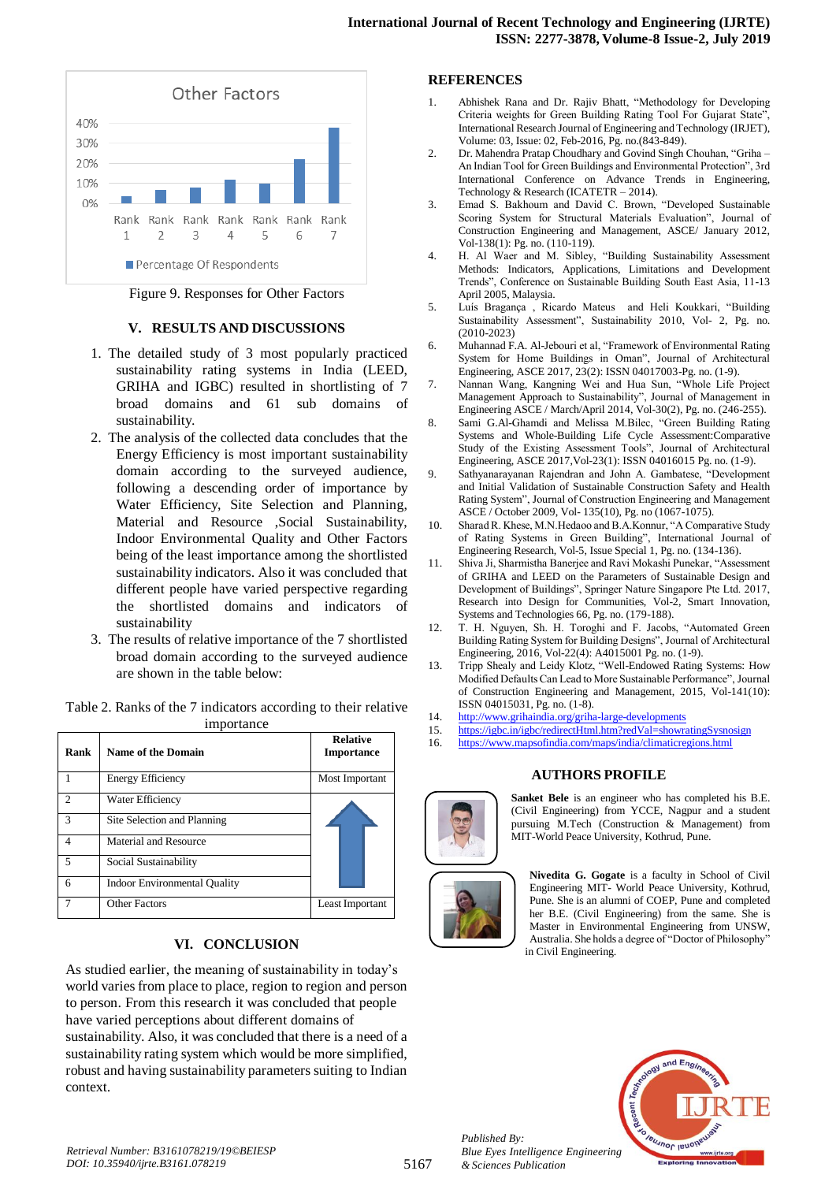Other Factors

40%
30%
20%
10%
0%

Rank 1 Rank 2 Rank 3 Rank 4 Rank 5 Rank 6 Rank 7

Percentage Of Respondents

Figure 9. Responses for Other Factors

## V. RESULTS AND DISCUSSIONS

1. The detailed study of 3 most popularly practiced sustainability rating systems in India (LEED, GRIHA and IGBC) resulted in shortlisting of 7 broad domains and 61 sub domains of sustainability.
2. The analysis of the collected data concludes that the Energy Efficiency is most important sustainability domain according to the surveyed audience, following a descending order of importance by Water Efficiency, Site Selection and Planning, Material and Resource ,Social Sustainability, Indoor Environmental Quality and Other Factors being of the least importance among the shortlisted sustainability indicators. Also it was concluded that different people have varied perspective regarding the shortlisted domains and indicators of sustainability
3. The results of relative importance of the 7 shortlisted broad domain according to the surveyed audience are shown in the table below:

Table 2. Ranks of the 7 indicators according to their relative importance

| Rank | Name of the Domain | Relative Importance |
|---|---|---|
| 1 | Energy Efficiency | Most Important |
| 2 | Water Efficiency | |
| 3 | Site Selection and Planning | |
| 4 | Material and Resource | |
| 5 | Social Sustainability | |
| 6 | Indoor Environmental Quality | |
| 7 | Other Factors | Least Important |

## VI. CONCLUSION

As studied earlier, the meaning of sustainability in today's world varies from place to place, region to region and person to person. From this research it was concluded that people have varied perceptions about different domains of sustainability. Also, it was concluded that there is a need of a sustainability rating system which would be more simplified, robust and having sustainability parameters suiting to Indian context.

## REFERENCES

1. Abhishek Rana and Dr. Rajiv Bhatt, "Methodology for Developing Criteria weights for Green Building Rating Tool For Gujarat State", International Research Journal of Engineering and Technology (IRJET), Volume: 03, Issue: 02, Feb-2016, Pg. no.(843-849).
2. Dr. Mahendra Pratap Choudhary and Govind Singh Chouhan, "Griha – An Indian Tool for Green Buildings and Environmental Protection", 3rd International Conference on Advance Trends in Engineering, Technology & Research (ICATETR – 2014).
3. Emad S. Bakhoum and David C. Brown, "Developed Sustainable Scoring System for Structural Materials Evaluation", Journal of Construction Engineering and Management, ASCE/ January 2012, Vol-138(1): Pg. no. (110-119).
4. H. Al Waer and M. Sibley, "Building Sustainability Assessment Methods: Indicators, Applications, Limitations and Development Trends", Conference on Sustainable Building South East Asia, 11-13 April 2005, Malaysia.
5. Luís Bragança , Ricardo Mateus and Heli Koukkari, "Building Sustainability Assessment", Sustainability 2010, Vol- 2, Pg. no. (2010-2023)
6. Muhannad F.A. Al-Jebouri et al, "Framework of Environmental Rating System for Home Buildings in Oman", Journal of Architectural Engineering, ASCE 2017, 23(2): ISSN 04017003-Pg. no. (1-9).
7. Nannan Wang, Kangning Wei and Hua Sun, "Whole Life Project Management Approach to Sustainability", Journal of Management in Engineering ASCE / March/April 2014, Vol-30(2), Pg. no. (246-255).
8. Sami G.Al-Ghamdi and Melissa M.Bilec, "Green Building Rating Systems and Whole-Building Life Cycle Assessment:Comparative Study of the Existing Assessment Tools", Journal of Architectural Engineering, ASCE 2017,Vol-23(1): ISSN 04016015 Pg. no. (1-9).
9. Sathyanarayanan Rajendran and John A. Gambatese, "Development and Initial Validation of Sustainable Construction Safety and Health Rating System", Journal of Construction Engineering and Management ASCE / October 2009, Vol- 135(10), Pg. no (1067-1075).
10. Sharad R. Khese, M.N.Hedaoo and B.A.Konnur, "A Comparative Study of Rating Systems in Green Building", International Journal of Engineering Research, Vol-5, Issue Special 1, Pg. no. (134-136).
11. Shiva Ji, Sharmistha Banerjee and Ravi Mokashi Punekar, "Assessment of GRIHA and LEED on the Parameters of Sustainable Design and Development of Buildings", Springer Nature Singapore Pte Ltd. 2017, Research into Design for Communities, Vol-2, Smart Innovation, Systems and Technologies 66, Pg. no. (179-188).
12. T. H. Nguyen, Sh. H. Toroghi and F. Jacobs, "Automated Green Building Rating System for Building Designs", Journal of Architectural Engineering, 2016, Vol-22(4): A4015001 Pg. no. (1-9).
13. Tripp Shealy and Leidy Klotz, "Well-Endowed Rating Systems: How Modified Defaults Can Lead to More Sustainable Performance", Journal of Construction Engineering and Management, 2015, Vol-141(10): ISSN 04015031, Pg. no. (1-8).
14. http://www.grihaindia.org/griha-large-developments
15. https://igbc.in/igbc/redirectHtml.htm?redVal=showratingSysnosign
16. https://www.mapsofindia.com/maps/india/climaticregions.html

## AUTHORS PROFILE

**Sanket Bele** is an engineer who has completed his B.E. (Civil Engineering) from YCCE, Nagpur and a student pursuing M.Tech (Construction & Management) from MIT-World Peace University, Kothrud, Pune.

**Nivedita G. Gogate** is a faculty in School of Civil Engineering MIT- World Peace University, Kothrud, Pune. She is an alumni of COEP, Pune and completed her B.E. (Civil Engineering) from the same. She is Master in Environmental Engineering from UNSW, Australia. She holds a degree of "Doctor of Philosophy" in Civil Engineering.